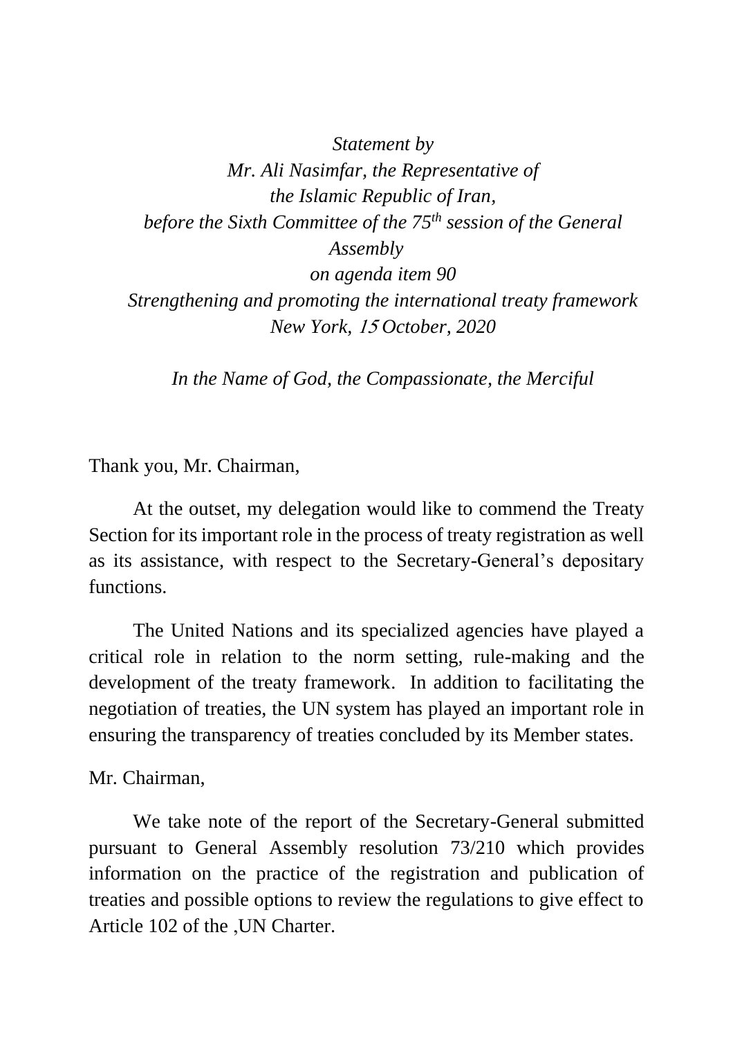*Statement by*
*Mr. Ali Nasimfar, the Representative of*
*the Islamic Republic of Iran,*
*before the Sixth Committee of the 75th session of the General Assembly*
*on agenda item 90*
*Strengthening and promoting the international treaty framework*
*New York, 15 October, 2020*

*In the Name of God, the Compassionate, the Merciful*

Thank you, Mr. Chairman,

At the outset, my delegation would like to commend the Treaty Section for its important role in the process of treaty registration as well as its assistance, with respect to the Secretary-General's depositary functions.

The United Nations and its specialized agencies have played a critical role in relation to the norm setting, rule-making and the development of the treaty framework. In addition to facilitating the negotiation of treaties, the UN system has played an important role in ensuring the transparency of treaties concluded by its Member states.

Mr. Chairman,

We take note of the report of the Secretary-General submitted pursuant to General Assembly resolution 73/210 which provides information on the practice of the registration and publication of treaties and possible options to review the regulations to give effect to Article 102 of the ,UN Charter.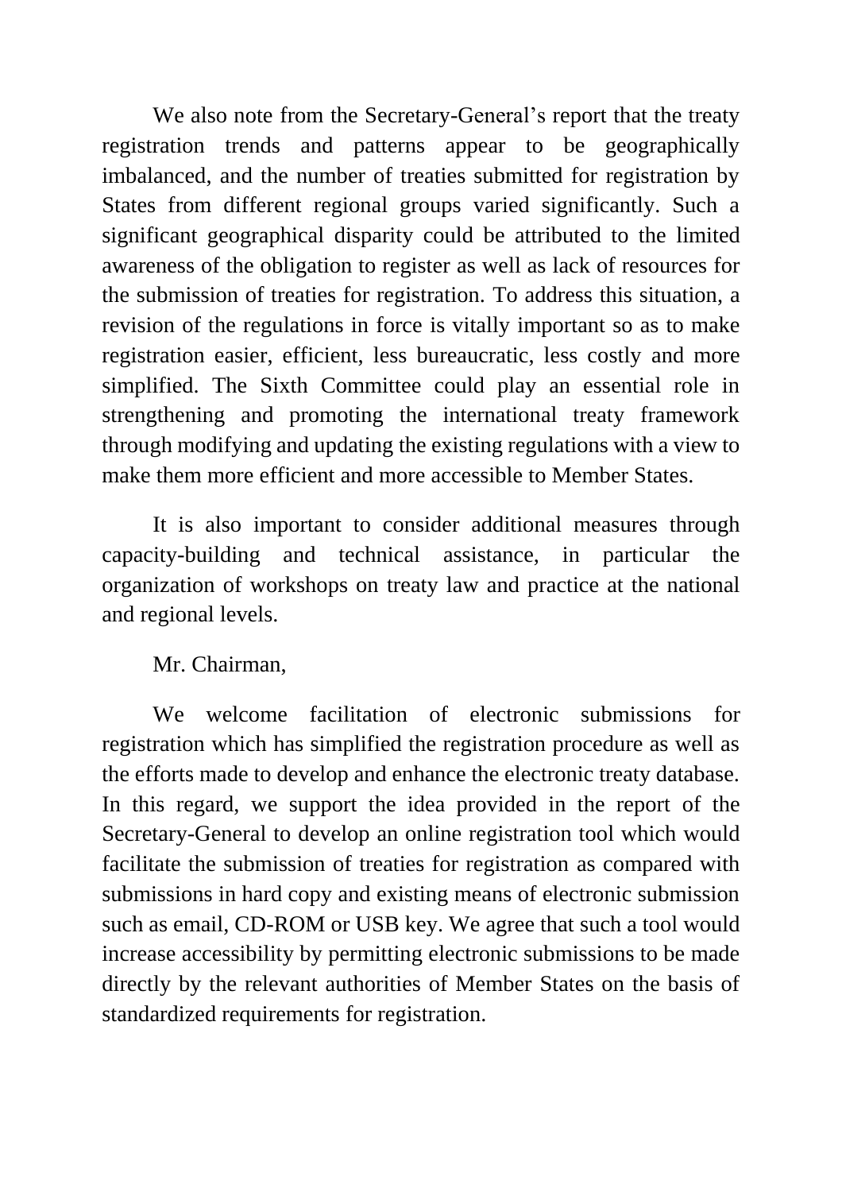We also note from the Secretary-General's report that the treaty registration trends and patterns appear to be geographically imbalanced, and the number of treaties submitted for registration by States from different regional groups varied significantly. Such a significant geographical disparity could be attributed to the limited awareness of the obligation to register as well as lack of resources for the submission of treaties for registration. To address this situation, a revision of the regulations in force is vitally important so as to make registration easier, efficient, less bureaucratic, less costly and more simplified. The Sixth Committee could play an essential role in strengthening and promoting the international treaty framework through modifying and updating the existing regulations with a view to make them more efficient and more accessible to Member States.

It is also important to consider additional measures through capacity-building and technical assistance, in particular the organization of workshops on treaty law and practice at the national and regional levels.

Mr. Chairman,

We welcome facilitation of electronic submissions for registration which has simplified the registration procedure as well as the efforts made to develop and enhance the electronic treaty database. In this regard, we support the idea provided in the report of the Secretary-General to develop an online registration tool which would facilitate the submission of treaties for registration as compared with submissions in hard copy and existing means of electronic submission such as email, CD-ROM or USB key. We agree that such a tool would increase accessibility by permitting electronic submissions to be made directly by the relevant authorities of Member States on the basis of standardized requirements for registration.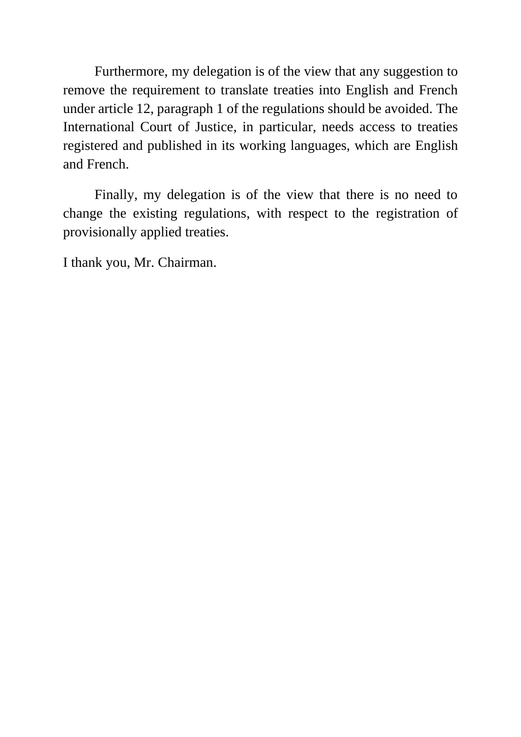Furthermore, my delegation is of the view that any suggestion to remove the requirement to translate treaties into English and French under article 12, paragraph 1 of the regulations should be avoided. The International Court of Justice, in particular, needs access to treaties registered and published in its working languages, which are English and French.

Finally, my delegation is of the view that there is no need to change the existing regulations, with respect to the registration of provisionally applied treaties.

I thank you, Mr. Chairman.